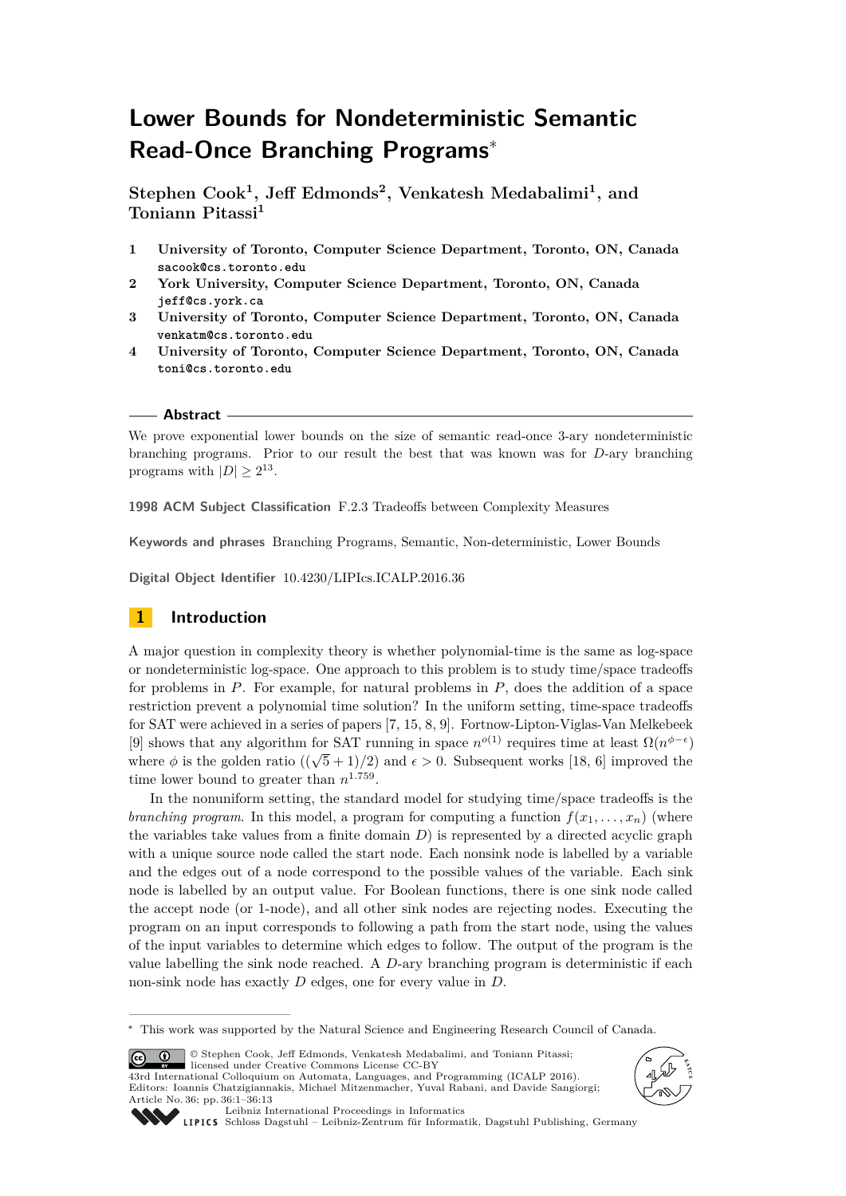# Lower Bounds for Nondeterministic Semantic Read-Once Branching Programs*

**Stephen Cook[1], Jeff Edmonds[2], Venkatesh Medabalimi[1], and Toniann Pitassi[1]**

1. **University of Toronto, Computer Science Department, Toronto, ON, Canada**
   `sacook@cs.toronto.edu`
2. **York University, Computer Science Department, Toronto, ON, Canada**
   `jeff@cs.york.ca`
3. **University of Toronto, Computer Science Department, Toronto, ON, Canada**
   `venkatm@cs.toronto.edu`
4. **University of Toronto, Computer Science Department, Toronto, ON, Canada**
   `toni@cs.toronto.edu`

## Abstract

We prove exponential lower bounds on the size of semantic read-once 3-ary nondeterministic branching programs. Prior to our result the best that was known was for $D$-ary branching programs with $|D| \geq 2^{13}$.

**1998 ACM Subject Classification** F.2.3 Tradeoffs between Complexity Measures

**Keywords and phrases** Branching Programs, Semantic, Non-deterministic, Lower Bounds

**Digital Object Identifier** 10.4230/LIPIcs.ICALP.2016.36

## 1 Introduction

A major question in complexity theory is whether polynomial-time is the same as log-space or nondeterministic log-space. One approach to this problem is to study time/space tradeoffs for problems in $P$. For example, for natural problems in $P$, does the addition of a space restriction prevent a polynomial time solution? In the uniform setting, time-space tradeoffs for SAT were achieved in a series of papers [7, 15, 8, 9]. Fortnow-Lipton-Viglas-Van Melkebeek [9] shows that any algorithm for SAT running in space $n^{o(1)}$ requires time at least $\Omega(n^{\phi-\epsilon})$ where $\phi$ is the golden ratio ($(\sqrt{5}+1)/2$) and $\epsilon > 0$. Subsequent works [18, 6] improved the time lower bound to greater than $n^{1.759}$.

In the nonuniform setting, the standard model for studying time/space tradeoffs is the *branching program*. In this model, a program for computing a function $f(x_1, \ldots, x_n)$ (where the variables take values from a finite domain $D$) is represented by a directed acyclic graph with a unique source node called the start node. Each nonsink node is labelled by a variable and the edges out of a node correspond to the possible values of the variable. Each sink node is labelled by an output value. For Boolean functions, there is one sink node called the accept node (or 1-node), and all other sink nodes are rejecting nodes. Executing the program on an input corresponds to following a path from the start node, using the values of the input variables to determine which edges to follow. The output of the program is the value labelling the sink node reached. A $D$-ary branching program is deterministic if each non-sink node has exactly $D$ edges, one for every value in $D$.

---

* This work was supported by the Natural Science and Engineering Research Council of Canada.

© Stephen Cook, Jeff Edmonds, Venkatesh Medabalimi, and Toniann Pitassi; licensed under Creative Commons License CC-BY
43rd International Colloquium on Automata, Languages, and Programming (ICALP 2016).
Editors: Ioannis Chatzigiannakis, Michael Mitzenmacher, Yuval Rabani, and Davide Sangiorgi; Article No. 36; pp. 36:1–36:13
Leibniz International Proceedings in Informatics
Schloss Dagstuhl – Leibniz-Zentrum für Informatik, Dagstuhl Publishing, Germany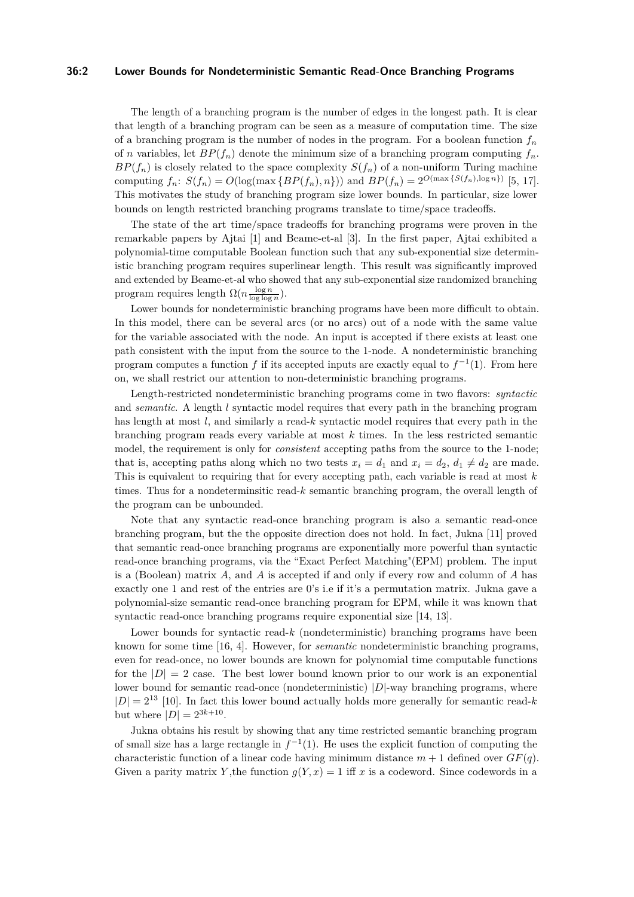The length of a branching program is the number of edges in the longest path. It is clear that length of a branching program can be seen as a measure of computation time. The size of a branching program is the number of nodes in the program. For a boolean function $f_n$ of $n$ variables, let $BP(f_n)$ denote the minimum size of a branching program computing $f_n$. $BP(f_n)$ is closely related to the space complexity $S(f_n)$ of a non-uniform Turing machine computing $f_n$: $S(f_n) = O(\log(\max\{BP(f_n), n\}))$ and $BP(f_n) = 2^{O(\max\{S(f_n), \log n\})}$ [5, 17]. This motivates the study of branching program size lower bounds. In particular, size lower bounds on length restricted branching programs translate to time/space tradeoffs.

The state of the art time/space tradeoffs for branching programs were proven in the remarkable papers by Ajtai [1] and Beame-et-al [3]. In the first paper, Ajtai exhibited a polynomial-time computable Boolean function such that any sub-exponential size deterministic branching program requires superlinear length. This result was significantly improved and extended by Beame-et-al who showed that any sub-exponential size randomized branching program requires length $\Omega(n\frac{\log n}{\log\log n})$.

Lower bounds for nondeterministic branching programs have been more difficult to obtain. In this model, there can be several arcs (or no arcs) out of a node with the same value for the variable associated with the node. An input is accepted if there exists at least one path consistent with the input from the source to the 1-node. A nondeterministic branching program computes a function $f$ if its accepted inputs are exactly equal to $f^{-1}(1)$. From here on, we shall restrict our attention to non-deterministic branching programs.

Length-restricted nondeterministic branching programs come in two flavors: *syntactic* and *semantic*. A length $l$ syntactic model requires that every path in the branching program has length at most $l$, and similarly a read-$k$ syntactic model requires that every path in the branching program reads every variable at most $k$ times. In the less restricted semantic model, the requirement is only for *consistent* accepting paths from the source to the 1-node; that is, accepting paths along which no two tests $x_i = d_1$ and $x_i = d_2$, $d_1 \neq d_2$ are made. This is equivalent to requiring that for every accepting path, each variable is read at most $k$ times. Thus for a nondeterminsitic read-$k$ semantic branching program, the overall length of the program can be unbounded.

Note that any syntactic read-once branching program is also a semantic read-once branching program, but the the opposite direction does not hold. In fact, Jukna [11] proved that semantic read-once branching programs are exponentially more powerful than syntactic read-once branching programs, via the "Exact Perfect Matching"(EPM) problem. The input is a (Boolean) matrix $A$, and $A$ is accepted if and only if every row and column of $A$ has exactly one 1 and rest of the entries are 0's i.e if it's a permutation matrix. Jukna gave a polynomial-size semantic read-once branching program for EPM, while it was known that syntactic read-once branching programs require exponential size [14, 13].

Lower bounds for syntactic read-$k$ (nondeterministic) branching programs have been known for some time [16, 4]. However, for *semantic* nondeterministic branching programs, even for read-once, no lower bounds are known for polynomial time computable functions for the $|D| = 2$ case. The best lower bound known prior to our work is an exponential lower bound for semantic read-once (nondeterministic) $|D|$-way branching programs, where $|D| = 2^{13}$ [10]. In fact this lower bound actually holds more generally for semantic read-$k$ but where $|D| = 2^{3k+10}$.

Jukna obtains his result by showing that any time restricted semantic branching program of small size has a large rectangle in $f^{-1}(1)$. He uses the explicit function of computing the characteristic function of a linear code having minimum distance $m + 1$ defined over $GF(q)$. Given a parity matrix $Y$, the function $g(Y, x) = 1$ iff $x$ is a codeword. Since codewords in a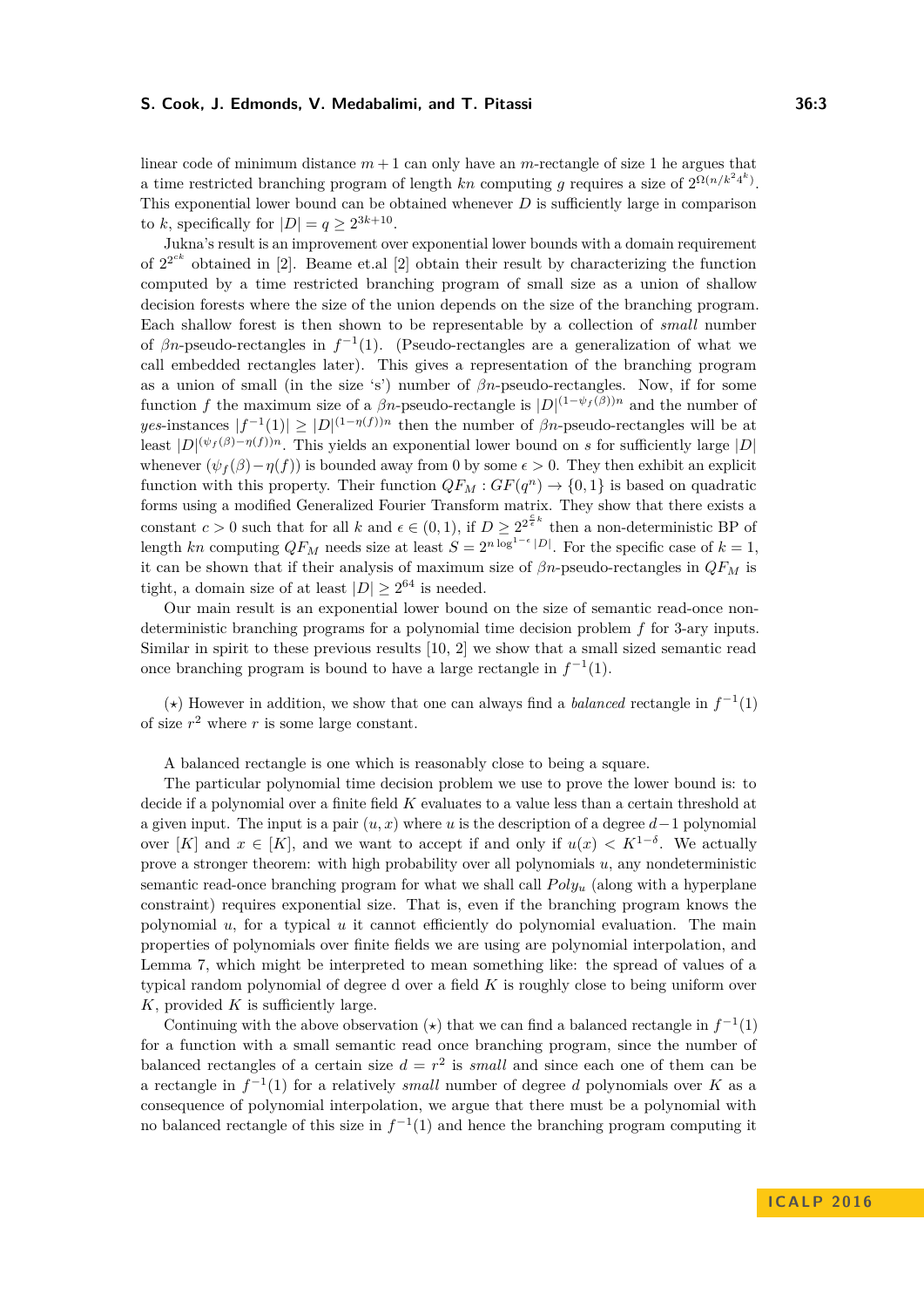linear code of minimum distance $m+1$ can only have an $m$-rectangle of size 1 he argues that a time restricted branching program of length $kn$ computing $g$ requires a size of $2^{\Omega(n/k^2 4^k)}$. This exponential lower bound can be obtained whenever $D$ is sufficiently large in comparison to $k$, specifically for $|D| = q \geq 2^{3k+10}$.

Jukna's result is an improvement over exponential lower bounds with a domain requirement of $2^{2^{ck}}$ obtained in [2]. Beame et.al [2] obtain their result by characterizing the function computed by a time restricted branching program of small size as a union of shallow decision forests where the size of the union depends on the size of the branching program. Each shallow forest is then shown to be representable by a collection of *small* number of $\beta n$-pseudo-rectangles in $f^{-1}(1)$. (Pseudo-rectangles are a generalization of what we call embedded rectangles later). This gives a representation of the branching program as a union of small (in the size 's') number of $\beta n$-pseudo-rectangles. Now, if for some function $f$ the maximum size of a $\beta n$-pseudo-rectangle is $|D|^{(1-\psi_f(\beta))n}$ and the number of *yes*-instances $|f^{-1}(1)| \geq |D|^{(1-\eta(f))n}$ then the number of $\beta n$-pseudo-rectangles will be at least $|D|^{(\psi_f(\beta)-\eta(f))n}$. This yields an exponential lower bound on $s$ for sufficiently large $|D|$ whenever $(\psi_f(\beta)-\eta(f))$ is bounded away from 0 by some $\epsilon > 0$. They then exhibit an explicit function with this property. Their function $QF_M : GF(q^n) \rightarrow \{0,1\}$ is based on quadratic forms using a modified Generalized Fourier Transform matrix. They show that there exists a constant $c > 0$ such that for all $k$ and $\epsilon \in (0,1)$, if $D \geq 2^{2^{\frac{c}{\epsilon}k}}$ then a non-deterministic BP of length $kn$ computing $QF_M$ needs size at least $S = 2^{n \log^{1-\epsilon}|D|}$. For the specific case of $k=1$, it can be shown that if their analysis of maximum size of $\beta n$-pseudo-rectangles in $QF_M$ is tight, a domain size of at least $|D| \geq 2^{64}$ is needed.

Our main result is an exponential lower bound on the size of semantic read-once nondeterministic branching programs for a polynomial time decision problem $f$ for 3-ary inputs. Similar in spirit to these previous results [10, 2] we show that a small sized semantic read once branching program is bound to have a large rectangle in $f^{-1}(1)$.

($\star$) However in addition, we show that one can always find a *balanced* rectangle in $f^{-1}(1)$ of size $r^2$ where $r$ is some large constant.

A balanced rectangle is one which is reasonably close to being a square.

The particular polynomial time decision problem we use to prove the lower bound is: to decide if a polynomial over a finite field $K$ evaluates to a value less than a certain threshold at a given input. The input is a pair $(u, x)$ where $u$ is the description of a degree $d-1$ polynomial over $[K]$ and $x \in [K]$, and we want to accept if and only if $u(x) < K^{1-\delta}$. We actually prove a stronger theorem: with high probability over all polynomials $u$, any nondeterministic semantic read-once branching program for what we shall call $Poly_u$ (along with a hyperplane constraint) requires exponential size. That is, even if the branching program knows the polynomial $u$, for a typical $u$ it cannot efficiently do polynomial evaluation. The main properties of polynomials over finite fields we are using are polynomial interpolation, and Lemma 7, which might be interpreted to mean something like: the spread of values of a typical random polynomial of degree d over a field $K$ is roughly close to being uniform over $K$, provided $K$ is sufficiently large.

Continuing with the above observation ($\star$) that we can find a balanced rectangle in $f^{-1}(1)$ for a function with a small semantic read once branching program, since the number of balanced rectangles of a certain size $d = r^2$ is *small* and since each one of them can be a rectangle in $f^{-1}(1)$ for a relatively *small* number of degree $d$ polynomials over $K$ as a consequence of polynomial interpolation, we argue that there must be a polynomial with no balanced rectangle of this size in $f^{-1}(1)$ and hence the branching program computing it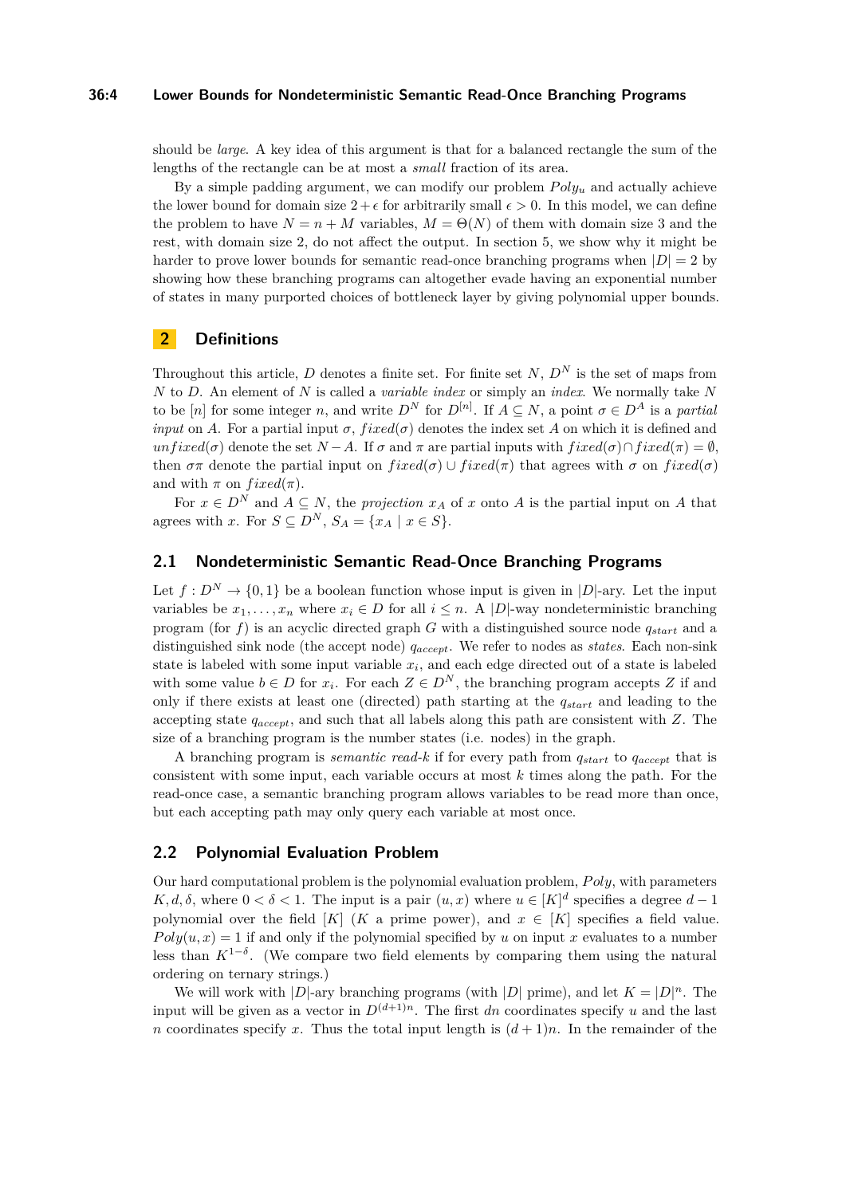should be *large*. A key idea of this argument is that for a balanced rectangle the sum of the lengths of the rectangle can be at most a *small* fraction of its area.

By a simple padding argument, we can modify our problem $Poly_u$ and actually achieve the lower bound for domain size $2+\epsilon$ for arbitrarily small $\epsilon > 0$. In this model, we can define the problem to have $N = n + M$ variables, $M = \Theta(N)$ of them with domain size 3 and the rest, with domain size 2, do not affect the output. In section 5, we show why it might be harder to prove lower bounds for semantic read-once branching programs when $|D| = 2$ by showing how these branching programs can altogether evade having an exponential number of states in many purported choices of bottleneck layer by giving polynomial upper bounds.

## 2 Definitions

Throughout this article, $D$ denotes a finite set. For finite set $N$, $D^N$ is the set of maps from $N$ to $D$. An element of $N$ is called a *variable index* or simply an *index*. We normally take $N$ to be $[n]$ for some integer $n$, and write $D^N$ for $D^{[n]}$. If $A \subseteq N$, a point $\sigma \in D^A$ is a *partial input* on $A$. For a partial input $\sigma$, $fixed(\sigma)$ denotes the index set $A$ on which it is defined and $unfixed(\sigma)$ denote the set $N - A$. If $\sigma$ and $\pi$ are partial inputs with $fixed(\sigma) \cap fixed(\pi) = \emptyset$, then $\sigma\pi$ denote the partial input on $fixed(\sigma) \cup fixed(\pi)$ that agrees with $\sigma$ on $fixed(\sigma)$ and with $\pi$ on $fixed(\pi)$.

For $x \in D^N$ and $A \subseteq N$, the *projection* $x_A$ of $x$ onto $A$ is the partial input on $A$ that agrees with $x$. For $S \subseteq D^N$, $S_A = \{x_A \mid x \in S\}$.

### 2.1 Nondeterministic Semantic Read-Once Branching Programs

Let $f : D^N \to \{0, 1\}$ be a boolean function whose input is given in $|D|$-ary. Let the input variables be $x_1, \ldots, x_n$ where $x_i \in D$ for all $i \leq n$. A $|D|$-way nondeterministic branching program (for $f$) is an acyclic directed graph $G$ with a distinguished source node $q_{start}$ and a distinguished sink node (the accept node) $q_{accept}$. We refer to nodes as *states*. Each non-sink state is labeled with some input variable $x_i$, and each edge directed out of a state is labeled with some value $b \in D$ for $x_i$. For each $Z \in D^N$, the branching program accepts $Z$ if and only if there exists at least one (directed) path starting at the $q_{start}$ and leading to the accepting state $q_{accept}$, and such that all labels along this path are consistent with $Z$. The size of a branching program is the number states (i.e. nodes) in the graph.

A branching program is *semantic read-$k$* if for every path from $q_{start}$ to $q_{accept}$ that is consistent with some input, each variable occurs at most $k$ times along the path. For the read-once case, a semantic branching program allows variables to be read more than once, but each accepting path may only query each variable at most once.

### 2.2 Polynomial Evaluation Problem

Our hard computational problem is the polynomial evaluation problem, $Poly$, with parameters $K, d, \delta$, where $0 < \delta < 1$. The input is a pair $(u, x)$ where $u \in [K]^d$ specifies a degree $d-1$ polynomial over the field $[K]$ ($K$ a prime power), and $x \in [K]$ specifies a field value. $Poly(u, x) = 1$ if and only if the polynomial specified by $u$ on input $x$ evaluates to a number less than $K^{1-\delta}$. (We compare two field elements by comparing them using the natural ordering on ternary strings.)

We will work with $|D|$-ary branching programs (with $|D|$ prime), and let $K = |D|^n$. The input will be given as a vector in $D^{(d+1)n}$. The first $dn$ coordinates specify $u$ and the last $n$ coordinates specify $x$. Thus the total input length is $(d+1)n$. In the remainder of the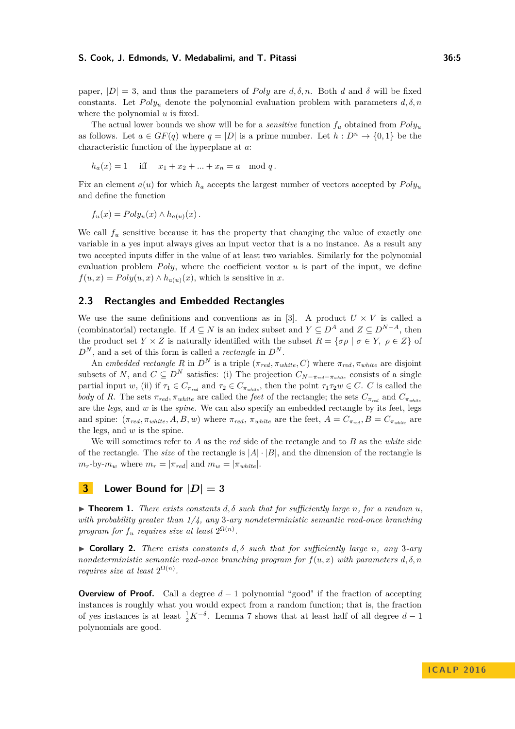paper, $|D| = 3$, and thus the parameters of *Poly* are $d, \delta, n$. Both $d$ and $\delta$ will be fixed constants. Let $Poly_u$ denote the polynomial evaluation problem with parameters $d, \delta, n$ where the polynomial $u$ is fixed.

The actual lower bounds we show will be for a *sensitive* function $f_u$ obtained from $Poly_u$ as follows. Let $a \in GF(q)$ where $q = |D|$ is a prime number. Let $h : D^n \to \{0, 1\}$ be the characteristic function of the hyperplane at $a$:

$$h_a(x) = 1 \quad \text{iff} \quad x_1 + x_2 + ... + x_n = a \mod q .$$

Fix an element $a(u)$ for which $h_a$ accepts the largest number of vectors accepted by $Poly_u$ and define the function

$$f_u(x) = Poly_u(x) \wedge h_{a(u)}(x) .$$

We call $f_u$ sensitive because it has the property that changing the value of exactly one variable in a yes input always gives an input vector that is a no instance. As a result any two accepted inputs differ in the value of at least two variables. Similarly for the polynomial evaluation problem *Poly*, where the coefficient vector $u$ is part of the input, we define $f(u, x) = Poly(u, x) \wedge h_{a(u)}(x)$, which is sensitive in $x$.

## 2.3 Rectangles and Embedded Rectangles

We use the same definitions and conventions as in [3]. A product $U \times V$ is called a (combinatorial) rectangle. If $A \subseteq N$ is an index subset and $Y \subseteq D^A$ and $Z \subseteq D^{N-A}$, then the product set $Y \times Z$ is naturally identified with the subset $R = \{\sigma\rho \mid \sigma \in Y,\ \rho \in Z\}$ of $D^N$, and a set of this form is called a *rectangle* in $D^N$.

An *embedded rectangle* $R$ in $D^N$ is a triple $(\pi_{red}, \pi_{white}, C)$ where $\pi_{red}, \pi_{white}$ are disjoint subsets of $N$, and $C \subseteq D^N$ satisfies: (i) The projection $C_{N-\pi_{red}-\pi_{white}}$ consists of a single partial input $w$, (ii) if $\tau_1 \in C_{\pi_{red}}$ and $\tau_2 \in C_{\pi_{white}}$, then the point $\tau_1\tau_2 w \in C$. $C$ is called the *body* of $R$. The sets $\pi_{red}, \pi_{white}$ are called the *feet* of the rectangle; the sets $C_{\pi_{red}}$ and $C_{\pi_{white}}$ are the *legs*, and $w$ is the *spine*. We can also specify an embedded rectangle by its feet, legs and spine: $(\pi_{red}, \pi_{white}, A, B, w)$ where $\pi_{red}$, $\pi_{white}$ are the feet, $A = C_{\pi_{red}}$, $B = C_{\pi_{white}}$ are the legs, and $w$ is the spine.

We will sometimes refer to $A$ as the *red* side of the rectangle and to $B$ as the *white* side of the rectangle. The *size* of the rectangle is $|A| \cdot |B|$, and the dimension of the rectangle is $m_r$-by-$m_w$ where $m_r = |\pi_{red}|$ and $m_w = |\pi_{white}|$.

# 3 Lower Bound for $|D| = 3$

▶ **Theorem 1.** *There exists constants $d, \delta$ such that for sufficiently large $n$, for a random $u$, with probability greater than 1/4, any 3-ary nondeterministic semantic read-once branching program for $f_u$ requires size at least $2^{\Omega(n)}$.*

▶ **Corollary 2.** *There exists constants $d, \delta$ such that for sufficiently large $n$, any 3-ary nondeterministic semantic read-once branching program for $f(u, x)$ with parameters $d, \delta, n$ requires size at least $2^{\Omega(n)}$.*

**Overview of Proof.** Call a degree $d - 1$ polynomial "good" if the fraction of accepting instances is roughly what you would expect from a random function; that is, the fraction of yes instances is at least $\frac{1}{2}K^{-\delta}$. Lemma 7 shows that at least half of all degree $d - 1$ polynomials are good.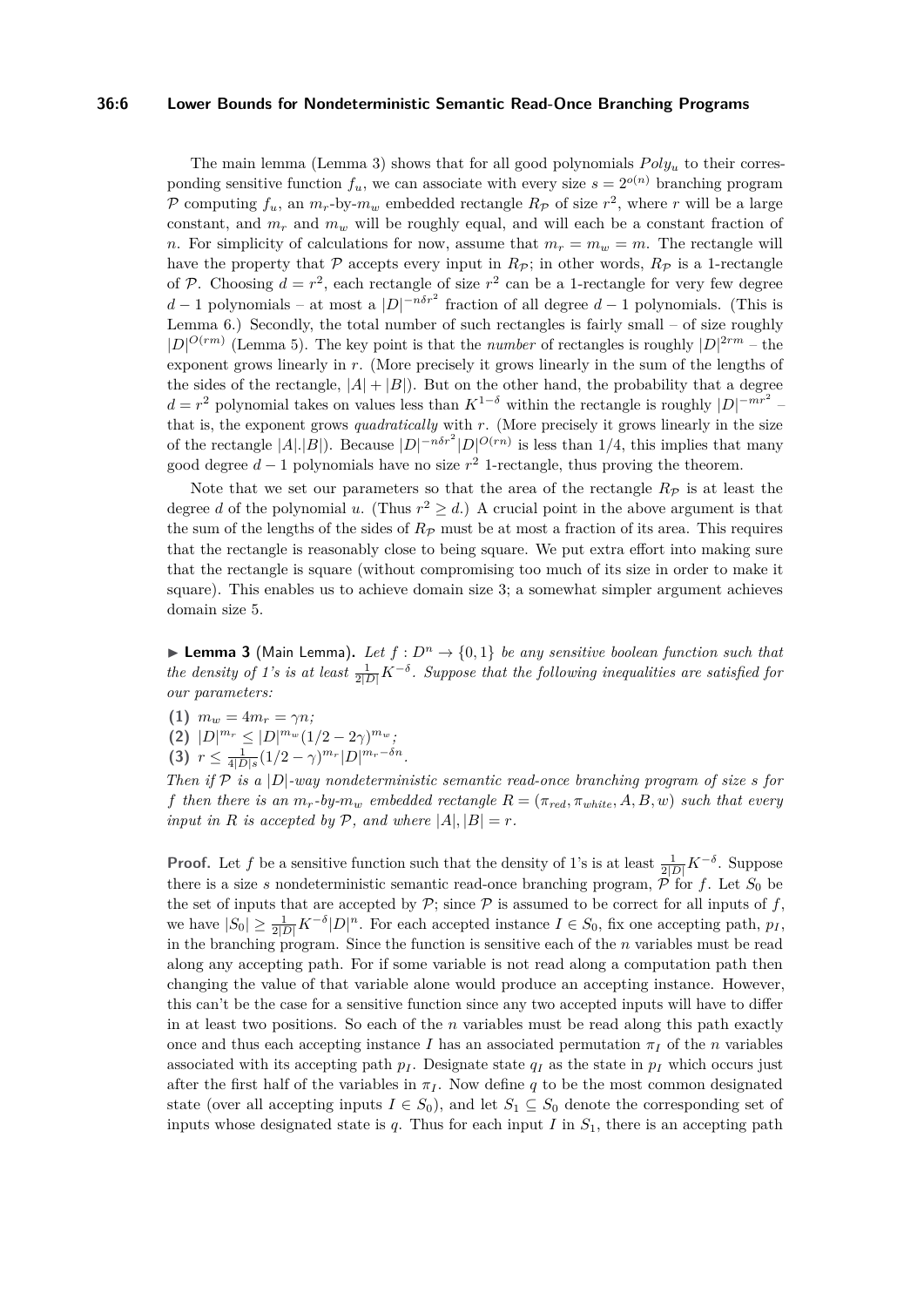The main lemma (Lemma 3) shows that for all good polynomials $Poly_u$ to their corresponding sensitive function $f_u$, we can associate with every size $s = 2^{o(n)}$ branching program $\mathcal{P}$ computing $f_u$, an $m_r$-by-$m_w$ embedded rectangle $R_{\mathcal{P}}$ of size $r^2$, where $r$ will be a large constant, and $m_r$ and $m_w$ will be roughly equal, and will each be a constant fraction of $n$. For simplicity of calculations for now, assume that $m_r = m_w = m$. The rectangle will have the property that $\mathcal{P}$ accepts every input in $R_{\mathcal{P}}$; in other words, $R_{\mathcal{P}}$ is a 1-rectangle of $\mathcal{P}$. Choosing $d = r^2$, each rectangle of size $r^2$ can be a 1-rectangle for very few degree $d-1$ polynomials – at most a $|D|^{-n\delta r^2}$ fraction of all degree $d-1$ polynomials. (This is Lemma 6.) Secondly, the total number of such rectangles is fairly small – of size roughly $|D|^{O(rm)}$ (Lemma 5). The key point is that the *number* of rectangles is roughly $|D|^{2rm}$ – the exponent grows linearly in $r$. (More precisely it grows linearly in the sum of the lengths of the sides of the rectangle, $|A| + |B|$). But on the other hand, the probability that a degree $d = r^2$ polynomial takes on values less than $K^{1-\delta}$ within the rectangle is roughly $|D|^{-mr^2}$ – that is, the exponent grows *quadratically* with $r$. (More precisely it grows linearly in the size of the rectangle $|A|.|B|$). Because $|D|^{-n\delta r^2}|D|^{O(rn)}$ is less than 1/4, this implies that many good degree $d-1$ polynomials have no size $r^2$ 1-rectangle, thus proving the theorem.

Note that we set our parameters so that the area of the rectangle $R_{\mathcal{P}}$ is at least the degree $d$ of the polynomial $u$. (Thus $r^2 \geq d$.) A crucial point in the above argument is that the sum of the lengths of the sides of $R_{\mathcal{P}}$ must be at most a fraction of its area. This requires that the rectangle is reasonably close to being square. We put extra effort into making sure that the rectangle is square (without compromising too much of its size in order to make it square). This enables us to achieve domain size 3; a somewhat simpler argument achieves domain size 5.

▶ **Lemma 3** (Main Lemma). *Let $f : D^n \to \{0,1\}$ be any sensitive boolean function such that the density of 1's is at least $\frac{1}{2|D|}K^{-\delta}$. Suppose that the following inequalities are satisfied for our parameters:*

**(1)** $m_w = 4m_r = \gamma n$;
**(2)** $|D|^{m_r} \leq |D|^{m_w}(1/2 - 2\gamma)^{m_w}$;
**(3)** $r \leq \frac{1}{4|D|s}(1/2 - \gamma)^{m_r}|D|^{m_r - \delta n}$.

*Then if $\mathcal{P}$ is a $|D|$-way nondeterministic semantic read-once branching program of size $s$ for $f$ then there is an $m_r$-by-$m_w$ embedded rectangle $R = (\pi_{red}, \pi_{white}, A, B, w)$ such that every input in $R$ is accepted by $\mathcal{P}$, and where $|A|, |B| = r$.*

**Proof.** Let $f$ be a sensitive function such that the density of 1's is at least $\frac{1}{2|D|}K^{-\delta}$. Suppose there is a size $s$ nondeterministic semantic read-once branching program, $\mathcal{P}$ for $f$. Let $S_0$ be the set of inputs that are accepted by $\mathcal{P}$; since $\mathcal{P}$ is assumed to be correct for all inputs of $f$, we have $|S_0| \geq \frac{1}{2|D|}K^{-\delta}|D|^n$. For each accepted instance $I \in S_0$, fix one accepting path, $p_I$, in the branching program. Since the function is sensitive each of the $n$ variables must be read along any accepting path. For if some variable is not read along a computation path then changing the value of that variable alone would produce an accepting instance. However, this can't be the case for a sensitive function since any two accepted inputs will have to differ in at least two positions. So each of the $n$ variables must be read along this path exactly once and thus each accepting instance $I$ has an associated permutation $\pi_I$ of the $n$ variables associated with its accepting path $p_I$. Designate state $q_I$ as the state in $p_I$ which occurs just after the first half of the variables in $\pi_I$. Now define $q$ to be the most common designated state (over all accepting inputs $I \in S_0$), and let $S_1 \subseteq S_0$ denote the corresponding set of inputs whose designated state is $q$. Thus for each input $I$ in $S_1$, there is an accepting path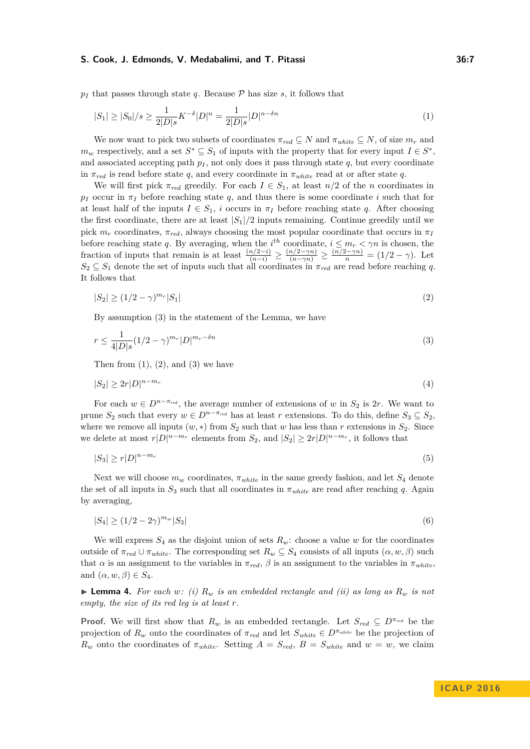$p_I$ that passes through state $q$. Because $\mathcal{P}$ has size $s$, it follows that

$$|S_1| \geq |S_0|/s \geq \frac{1}{2|D|s} K^{-\delta} |D|^n = \frac{1}{2|D|s} |D|^{n-\delta n} \tag{1}$$

We now want to pick two subsets of coordinates $\pi_{red} \subseteq N$ and $\pi_{white} \subseteq N$, of size $m_r$ and $m_w$ respectively, and a set $S^* \subseteq S_1$ of inputs with the property that for every input $I \in S^*$, and associated accepting path $p_I$, not only does it pass through state $q$, but every coordinate in $\pi_{red}$ is read before state $q$, and every coordinate in $\pi_{white}$ read at or after state $q$.

We will first pick $\pi_{red}$ greedily. For each $I \in S_1$, at least $n/2$ of the $n$ coordinates in $p_I$ occur in $\pi_I$ before reaching state $q$, and thus there is some coordinate $i$ such that for at least half of the inputs $I \in S_1$, $i$ occurs in $\pi_I$ before reaching state $q$. After choosing the first coordinate, there are at least $|S_1|/2$ inputs remaining. Continue greedily until we pick $m_r$ coordinates, $\pi_{red}$, always choosing the most popular coordinate that occurs in $\pi_I$ before reaching state $q$. By averaging, when the $i^{th}$ coordinate, $i \leq m_r < \gamma n$ is chosen, the fraction of inputs that remain is at least $\frac{(n/2-i)}{(n-i)} \geq \frac{(n/2-\gamma n)}{(n-\gamma n)} \geq \frac{(n/2-\gamma n)}{n} = (1/2-\gamma)$. Let $S_2 \subseteq S_1$ denote the set of inputs such that all coordinates in $\pi_{red}$ are read before reaching $q$. It follows that

$$|S_2| \geq (1/2-\gamma)^{m_r} |S_1| \tag{2}$$

By assumption (3) in the statement of the Lemma, we have

$$r \leq \frac{1}{4|D|s} (1/2-\gamma)^{m_r} |D|^{m_r - \delta n} \tag{3}$$

Then from (1), (2), and (3) we have

$$|S_2| \geq 2r|D|^{n-m_r} \tag{4}$$

For each $w \in D^{n-\pi_{red}}$, the average number of extensions of $w$ in $S_2$ is $2r$. We want to prune $S_2$ such that every $w \in D^{n-\pi_{red}}$ has at least $r$ extensions. To do this, define $S_3 \subseteq S_2$, where we remove all inputs $(w, *)$ from $S_2$ such that $w$ has less than $r$ extensions in $S_2$. Since we delete at most $r|D|^{n-m_r}$ elements from $S_2$, and $|S_2| \geq 2r|D|^{n-m_r}$, it follows that

$$|S_3| \geq r|D|^{n-m_r} \tag{5}$$

Next we will choose $m_w$ coordinates, $\pi_{white}$ in the same greedy fashion, and let $S_4$ denote the set of all inputs in $S_3$ such that all coordinates in $\pi_{white}$ are read after reaching $q$. Again by averaging,

$$|S_4| \geq (1/2-2\gamma)^{m_w} |S_3| \tag{6}$$

We will express $S_4$ as the disjoint union of sets $R_w$: choose a value $w$ for the coordinates outside of $\pi_{red} \cup \pi_{white}$. The corresponding set $R_w \subseteq S_4$ consists of all inputs $(\alpha, w, \beta)$ such that $\alpha$ is an assignment to the variables in $\pi_{red}$, $\beta$ is an assignment to the variables in $\pi_{white}$, and $(\alpha, w, \beta) \in S_4$.

▶ **Lemma 4.** *For each $w$: (i) $R_w$ is an embedded rectangle and (ii) as long as $R_w$ is not empty, the size of its red leg is at least $r$.*

**Proof.** We will first show that $R_w$ is an embedded rectangle. Let $S_{red} \subseteq D^{\pi_{red}}$ be the projection of $R_w$ onto the coordinates of $\pi_{red}$ and let $S_{white} \in D^{\pi_{white}}$ be the projection of $R_w$ onto the coordinates of $\pi_{white}$. Setting $A = S_{red}$, $B = S_{white}$ and $w = w$, we claim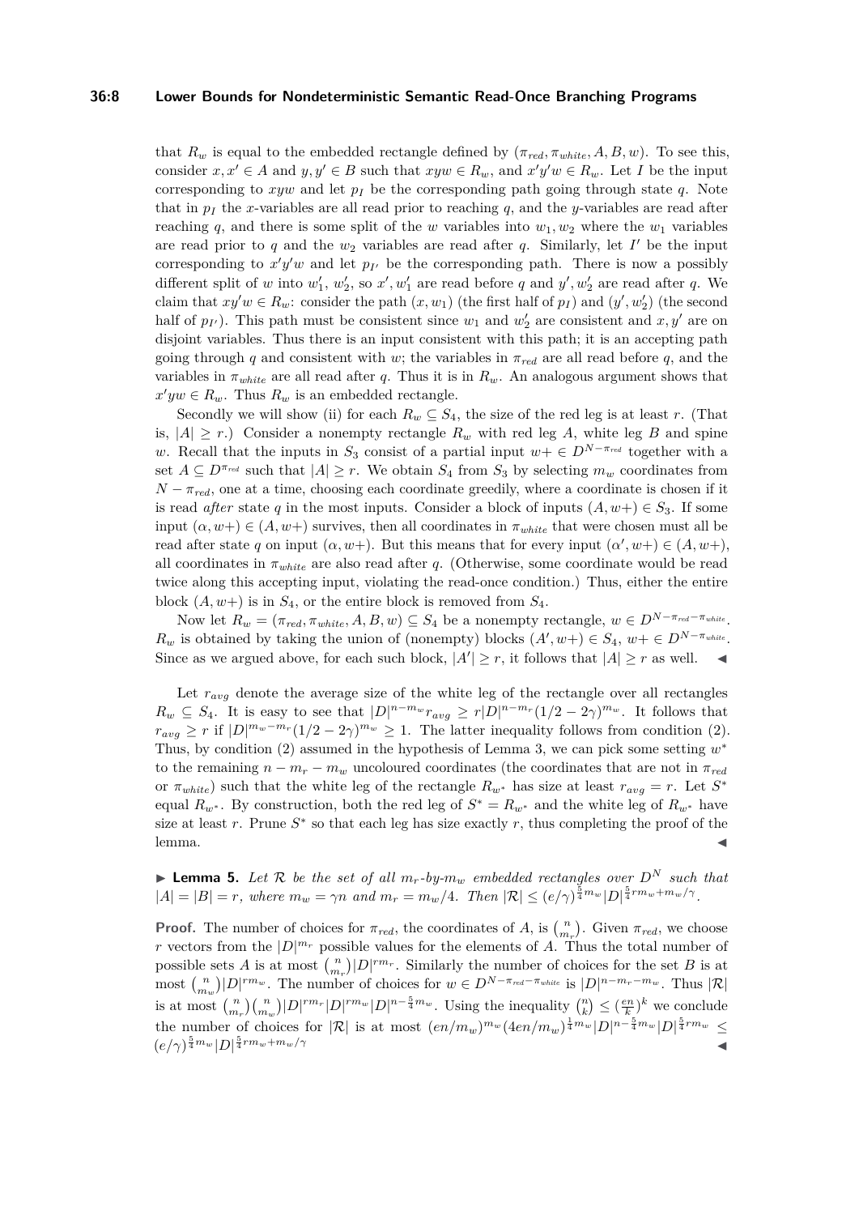that $R_w$ is equal to the embedded rectangle defined by $(\pi_{red}, \pi_{white}, A, B, w)$. To see this, consider $x, x' \in A$ and $y, y' \in B$ such that $xyw \in R_w$, and $x'y'w \in R_w$. Let $I$ be the input corresponding to $xyw$ and let $p_I$ be the corresponding path going through state $q$. Note that in $p_I$ the $x$-variables are all read prior to reaching $q$, and the $y$-variables are read after reaching $q$, and there is some split of the $w$ variables into $w_1, w_2$ where the $w_1$ variables are read prior to $q$ and the $w_2$ variables are read after $q$. Similarly, let $I'$ be the input corresponding to $x'y'w$ and let $p_{I'}$ be the corresponding path. There is now a possibly different split of $w$ into $w'_1$, $w'_2$, so $x', w'_1$ are read before $q$ and $y', w'_2$ are read after $q$. We claim that $xy'w \in R_w$: consider the path $(x, w_1)$ (the first half of $p_I$) and $(y', w'_2)$ (the second half of $p_{I'}$). This path must be consistent since $w_1$ and $w'_2$ are consistent and $x, y'$ are on disjoint variables. Thus there is an input consistent with this path; it is an accepting path going through $q$ and consistent with $w$; the variables in $\pi_{red}$ are all read before $q$, and the variables in $\pi_{white}$ are all read after $q$. Thus it is in $R_w$. An analogous argument shows that $x'yw \in R_w$. Thus $R_w$ is an embedded rectangle.

Secondly we will show (ii) for each $R_w \subseteq S_4$, the size of the red leg is at least $r$. (That is, $|A| \geq r$.) Consider a nonempty rectangle $R_w$ with red leg $A$, white leg $B$ and spine $w$. Recall that the inputs in $S_3$ consist of a partial input $w+ \in D^{N-\pi_{red}}$ together with a set $A \subseteq D^{\pi_{red}}$ such that $|A| \geq r$. We obtain $S_4$ from $S_3$ by selecting $m_w$ coordinates from $N - \pi_{red}$, one at a time, choosing each coordinate greedily, where a coordinate is chosen if it is read *after* state $q$ in the most inputs. Consider a block of inputs $(A, w+) \in S_3$. If some input $(\alpha, w+) \in (A, w+)$ survives, then all coordinates in $\pi_{white}$ that were chosen must all be read after state $q$ on input $(\alpha, w+)$. But this means that for every input $(\alpha', w+) \in (A, w+)$, all coordinates in $\pi_{white}$ are also read after $q$. (Otherwise, some coordinate would be read twice along this accepting input, violating the read-once condition.) Thus, either the entire block $(A, w+)$ is in $S_4$, or the entire block is removed from $S_4$.

Now let $R_w = (\pi_{red}, \pi_{white}, A, B, w) \subseteq S_4$ be a nonempty rectangle, $w \in D^{N-\pi_{red}-\pi_{white}}$. $R_w$ is obtained by taking the union of (nonempty) blocks $(A', w+) \in S_4$, $w+ \in D^{N-\pi_{white}}$. Since as we argued above, for each such block, $|A'| \geq r$, it follows that $|A| \geq r$ as well. ◀

Let $r_{avg}$ denote the average size of the white leg of the rectangle over all rectangles $R_w \subseteq S_4$. It is easy to see that $|D|^{n-m_w} r_{avg} \geq r|D|^{n-m_r}(1/2 - 2\gamma)^{m_w}$. It follows that $r_{avg} \geq r$ if $|D|^{m_w - m_r}(1/2 - 2\gamma)^{m_w} \geq 1$. The latter inequality follows from condition (2). Thus, by condition (2) assumed in the hypothesis of Lemma 3, we can pick some setting $w^*$ to the remaining $n - m_r - m_w$ uncoloured coordinates (the coordinates that are not in $\pi_{red}$ or $\pi_{white}$) such that the white leg of the rectangle $R_{w^*}$ has size at least $r_{avg} = r$. Let $S^*$ equal $R_{w^*}$. By construction, both the red leg of $S^* = R_{w^*}$ and the white leg of $R_{w^*}$ have size at least $r$. Prune $S^*$ so that each leg has size exactly $r$, thus completing the proof of the lemma. ◀

▶ **Lemma 5.** *Let $\mathcal{R}$ be the set of all $m_r$-by-$m_w$ embedded rectangles over $D^N$ such that $|A| = |B| = r$, where $m_w = \gamma n$ and $m_r = m_w/4$. Then $|\mathcal{R}| \leq (e/\gamma)^{\frac{5}{4}m_w}|D|^{\frac{5}{4}rm_w + m_w/\gamma}$.*

**Proof.** The number of choices for $\pi_{red}$, the coordinates of $A$, is $\binom{n}{m_r}$. Given $\pi_{red}$, we choose $r$ vectors from the $|D|^{m_r}$ possible values for the elements of $A$. Thus the total number of possible sets $A$ is at most $\binom{n}{m_r}|D|^{rm_r}$. Similarly the number of choices for the set $B$ is at most $\binom{n}{m_w}|D|^{rm_w}$. The number of choices for $w \in D^{N-\pi_{red}-\pi_{white}}$ is $|D|^{n-m_r-m_w}$. Thus $|\mathcal{R}|$ is at most $\binom{n}{m_r}\binom{n}{m_w}|D|^{rm_r}|D|^{rm_w}|D|^{n-\frac{5}{4}m_w}$. Using the inequality $\binom{n}{k} \leq (\frac{en}{k})^k$ we conclude the number of choices for $|\mathcal{R}|$ is at most $(en/m_w)^{m_w}(4en/m_w)^{\frac{1}{4}m_w}|D|^{n-\frac{5}{4}m_w}|D|^{\frac{5}{4}rm_w} \leq (e/\gamma)^{\frac{5}{4}m_w}|D|^{\frac{5}{4}rm_w + m_w/\gamma}$ ◀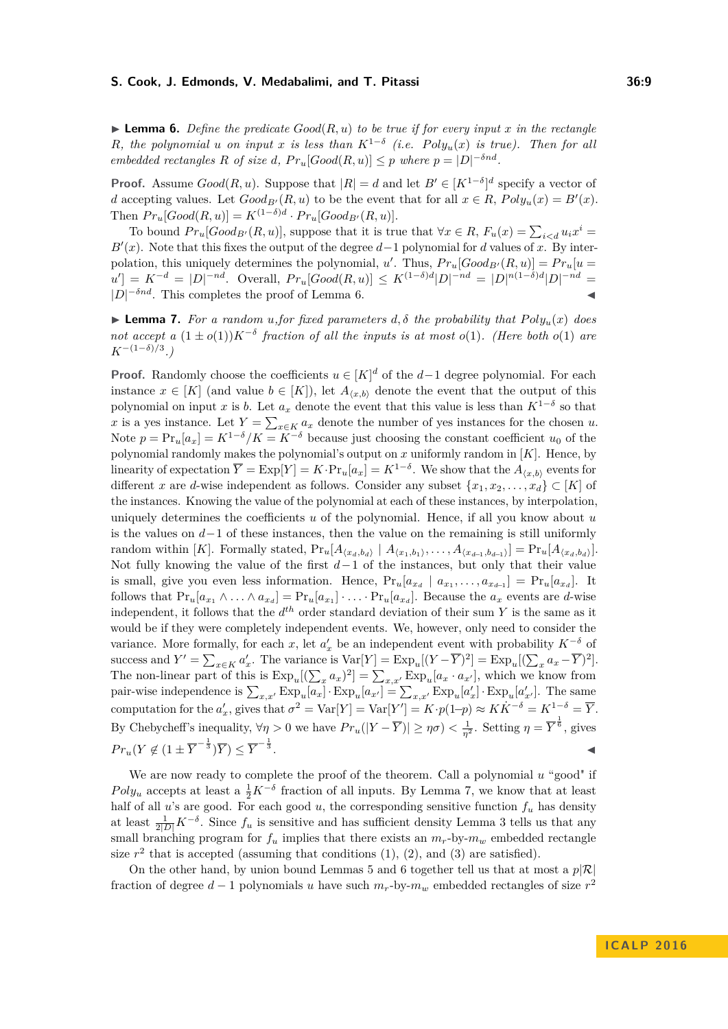▶ **Lemma 6.** *Define the predicate $Good(R,u)$ to be true if for every input $x$ in the rectangle $R$, the polynomial $u$ on input $x$ is less than $K^{1-\delta}$ (i.e. $Poly_u(x)$ is true). Then for all embedded rectangles $R$ of size $d$, $Pr_u[Good(R,u)] \leq p$ where $p = |D|^{-\delta nd}$.*

**Proof.** Assume $Good(R,u)$. Suppose that $|R| = d$ and let $B' \in [K^{1-\delta}]^d$ specify a vector of $d$ accepting values. Let $Good_{B'}(R,u)$ to be the event that for all $x \in R$, $Poly_u(x) = B'(x)$. Then $Pr_u[Good(R,u)] = K^{(1-\delta)d} \cdot Pr_u[Good_{B'}(R,u)]$.

To bound $Pr_u[Good_{B'}(R,u)]$, suppose that it is true that $\forall x \in R$, $F_u(x) = \sum_{i<d} u_i x^i = B'(x)$. Note that this fixes the output of the degree $d-1$ polynomial for $d$ values of $x$. By interpolation, this uniquely determines the polynomial, $u'$. Thus, $Pr_u[Good_{B'}(R,u)] = Pr_u[u = u'] = K^{-d} = |D|^{-nd}$. Overall, $Pr_u[Good(R,u)] \leq K^{(1-\delta)d}|D|^{-nd} = |D|^{n(1-\delta)d}|D|^{-nd} = |D|^{-\delta nd}$. This completes the proof of Lemma 6. ◀

▶ **Lemma 7.** *For a random $u$,for fixed parameters $d, \delta$ the probability that $Poly_u(x)$ does not accept a $(1 \pm o(1))K^{-\delta}$ fraction of all the inputs is at most $o(1)$. (Here both $o(1)$ are $K^{-(1-\delta)/3}$.)*

**Proof.** Randomly choose the coefficients $u \in [K]^d$ of the $d-1$ degree polynomial. For each instance $x \in [K]$ (and value $b \in [K]$), let $A_{\langle x,b \rangle}$ denote the event that the output of this polynomial on input $x$ is $b$. Let $a_x$ denote the event that this value is less than $K^{1-\delta}$ so that $x$ is a yes instance. Let $Y = \sum_{x \in K} a_x$ denote the number of yes instances for the chosen $u$. Note $p = \Pr_u[a_x] = K^{1-\delta}/K = K^{-\delta}$ because just choosing the constant coefficient $u_0$ of the polynomial randomly makes the polynomial's output on $x$ uniformly random in $[K]$. Hence, by linearity of expectation $\overline{Y} = \text{Exp}[Y] = K \cdot \Pr_u[a_x] = K^{1-\delta}$. We show that the $A_{\langle x,b \rangle}$ events for different $x$ are $d$-wise independent as follows. Consider any subset $\{x_1, x_2, \ldots, x_d\} \subset [K]$ of the instances. Knowing the value of the polynomial at each of these instances, by interpolation, uniquely determines the coefficients $u$ of the polynomial. Hence, if all you know about $u$ is the values on $d-1$ of these instances, then the value on the remaining is still uniformly random within $[K]$. Formally stated, $\Pr_u[A_{\langle x_d,b_d \rangle} \mid A_{\langle x_1,b_1 \rangle}, \ldots, A_{\langle x_{d-1},b_{d-1} \rangle}] = \Pr_u[A_{\langle x_d,b_d \rangle}]$. Not fully knowing the value of the first $d-1$ of the instances, but only that their value is small, give you even less information. Hence, $\Pr_u[a_{x_d} \mid a_{x_1}, \ldots, a_{x_{d-1}}] = \Pr_u[a_{x_d}]$. It follows that $\Pr_u[a_{x_1} \wedge \ldots \wedge a_{x_d}] = \Pr_u[a_{x_1}] \cdot \ldots \cdot \Pr_u[a_{x_d}]$. Because the $a_x$ events are $d$-wise independent, it follows that the $d^{th}$ order standard deviation of their sum $Y$ is the same as it would be if they were completely independent events. We, however, only need to consider the variance. More formally, for each $x$, let $a'_x$ be an independent event with probability $K^{-\delta}$ of success and $Y' = \sum_{x \in K} a'_x$. The variance is $\text{Var}[Y] = \text{Exp}_u[(Y - \overline{Y})^2] = \text{Exp}_u[(\sum_x a_x - \overline{Y})^2]$. The non-linear part of this is $\text{Exp}_u[(\sum_x a_x)^2] = \sum_{x,x'} \text{Exp}_u[a_x \cdot a_{x'}]$, which we know from pair-wise independence is $\sum_{x,x'} \text{Exp}_u[a_x] \cdot \text{Exp}_u[a_{x'}] = \sum_{x,x'} \text{Exp}_u[a'_x] \cdot \text{Exp}_u[a'_{x'}]$. The same computation for the $a'_x$, gives that $\sigma^2 = \text{Var}[Y] = \text{Var}[Y'] = K \cdot p(1-p) \approx K\dot{K}^{-\delta} = K^{1-\delta} = \overline{Y}$. By Chebycheff's inequality, $\forall \eta > 0$ we have $Pr_u(|Y - \overline{Y})| \geq \eta\sigma) < \frac{1}{\eta^2}$. Setting $\eta = \overline{Y}^{\frac{1}{6}}$, gives $Pr_u(Y \notin (1 \pm \overline{Y}^{-\frac{1}{3}})\overline{Y}) \leq \overline{Y}^{-\frac{1}{3}}$. ◀

We are now ready to complete the proof of the theorem. Call a polynomial $u$ "good" if $Poly_u$ accepts at least a $\frac{1}{2}K^{-\delta}$ fraction of all inputs. By Lemma 7, we know that at least half of all $u$'s are good. For each good $u$, the corresponding sensitive function $f_u$ has density at least $\frac{1}{2|D|}K^{-\delta}$. Since $f_u$ is sensitive and has sufficient density Lemma 3 tells us that any small branching program for $f_u$ implies that there exists an $m_r$-by-$m_w$ embedded rectangle size $r^2$ that is accepted (assuming that conditions (1), (2), and (3) are satisfied).

On the other hand, by union bound Lemmas 5 and 6 together tell us that at most a $p|\mathcal{R}|$ fraction of degree $d-1$ polynomials $u$ have such $m_r$-by-$m_w$ embedded rectangles of size $r^2$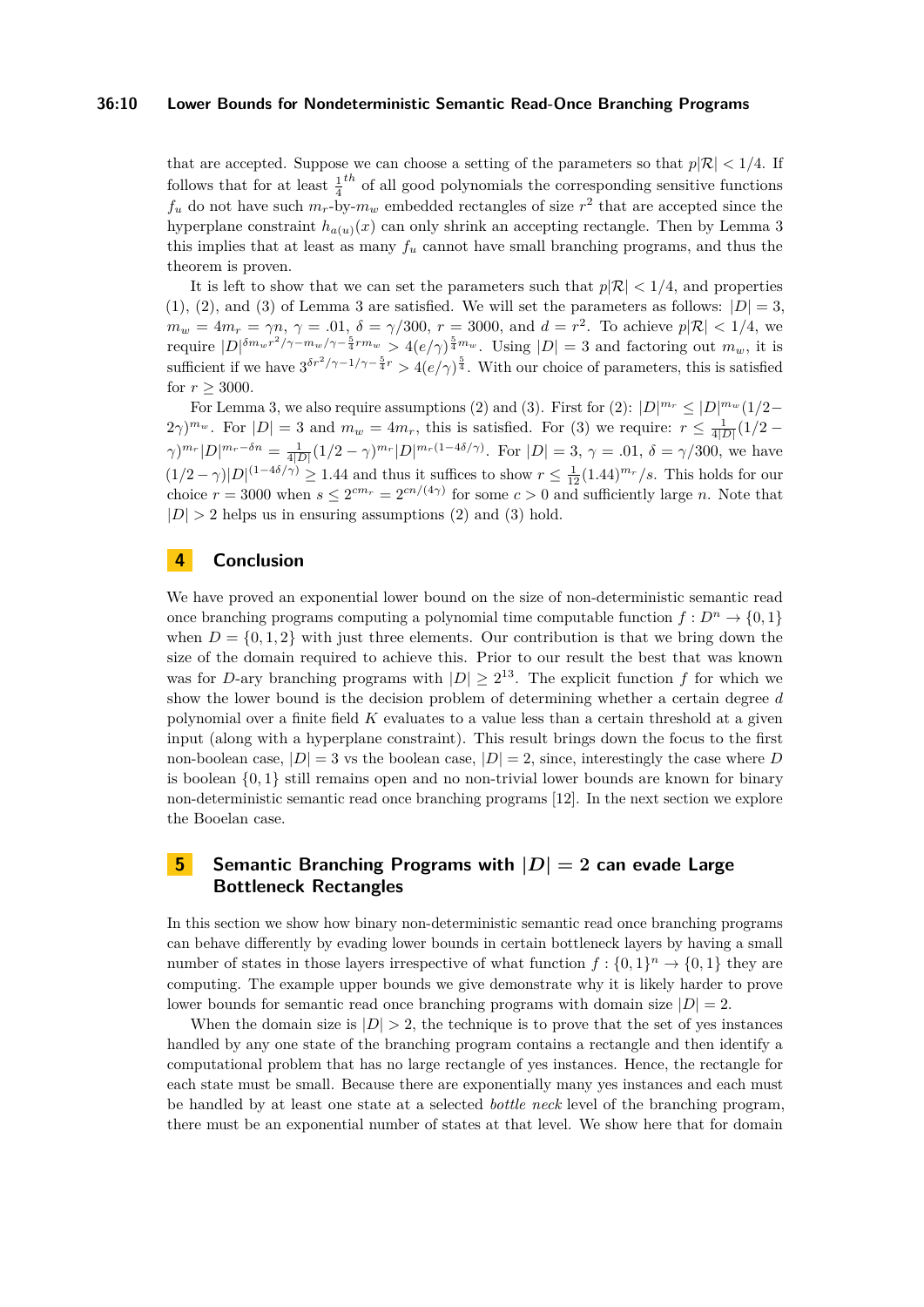that are accepted. Suppose we can choose a setting of the parameters so that $p|\mathcal{R}| < 1/4$. If follows that for at least $\frac{1}{4}^{th}$ of all good polynomials the corresponding sensitive functions $f_u$ do not have such $m_r$-by-$m_w$ embedded rectangles of size $r^2$ that are accepted since the hyperplane constraint $h_{a(u)}(x)$ can only shrink an accepting rectangle. Then by Lemma 3 this implies that at least as many $f_u$ cannot have small branching programs, and thus the theorem is proven.

It is left to show that we can set the parameters such that $p|\mathcal{R}| < 1/4$, and properties (1), (2), and (3) of Lemma 3 are satisfied. We will set the parameters as follows: $|D| = 3$, $m_w = 4m_r = \gamma n$, $\gamma = .01$, $\delta = \gamma/300$, $r = 3000$, and $d = r^2$. To achieve $p|\mathcal{R}| < 1/4$, we require $|D|^{\delta m_w r^2/\gamma - m_w/\gamma - \frac{5}{4}rm_w} > 4(e/\gamma)^{\frac{5}{4}m_w}$. Using $|D| = 3$ and factoring out $m_w$, it is sufficient if we have $3^{\delta r^2/\gamma - 1/\gamma - \frac{5}{4}r} > 4(e/\gamma)^{\frac{5}{4}}$. With our choice of parameters, this is satisfied for $r \geq 3000$.

For Lemma 3, we also require assumptions (2) and (3). First for (2): $|D|^{m_r} \leq |D|^{m_w}(1/2 - 2\gamma)^{m_w}$. For $|D| = 3$ and $m_w = 4m_r$, this is satisfied. For (3) we require: $r \leq \frac{1}{4|D|}(1/2 - \gamma)^{m_r}|D|^{m_r - \delta n} = \frac{1}{4|D|}(1/2 - \gamma)^{m_r}|D|^{m_r(1-4\delta/\gamma)}$. For $|D| = 3$, $\gamma = .01$, $\delta = \gamma/300$, we have $(1/2 - \gamma)|D|^{(1-4\delta/\gamma)} \geq 1.44$ and thus it suffices to show $r \leq \frac{1}{12}(1.44)^{m_r}/s$. This holds for our choice $r = 3000$ when $s \leq 2^{cm_r} = 2^{cn/(4\gamma)}$ for some $c > 0$ and sufficiently large $n$. Note that $|D| > 2$ helps us in ensuring assumptions (2) and (3) hold.

## 4 Conclusion

We have proved an exponential lower bound on the size of non-deterministic semantic read once branching programs computing a polynomial time computable function $f : D^n \to \{0, 1\}$ when $D = \{0, 1, 2\}$ with just three elements. Our contribution is that we bring down the size of the domain required to achieve this. Prior to our result the best that was known was for $D$-ary branching programs with $|D| \geq 2^{13}$. The explicit function $f$ for which we show the lower bound is the decision problem of determining whether a certain degree $d$ polynomial over a finite field $K$ evaluates to a value less than a certain threshold at a given input (along with a hyperplane constraint). This result brings down the focus to the first non-boolean case, $|D| = 3$ vs the boolean case, $|D| = 2$, since, interestingly the case where $D$ is boolean $\{0, 1\}$ still remains open and no non-trivial lower bounds are known for binary non-deterministic semantic read once branching programs [12]. In the next section we explore the Booelan case.

## 5 Semantic Branching Programs with $|D| = 2$ can evade Large Bottleneck Rectangles

In this section we show how binary non-deterministic semantic read once branching programs can behave differently by evading lower bounds in certain bottleneck layers by having a small number of states in those layers irrespective of what function $f : \{0, 1\}^n \to \{0, 1\}$ they are computing. The example upper bounds we give demonstrate why it is likely harder to prove lower bounds for semantic read once branching programs with domain size $|D| = 2$.

When the domain size is $|D| > 2$, the technique is to prove that the set of yes instances handled by any one state of the branching program contains a rectangle and then identify a computational problem that has no large rectangle of yes instances. Hence, the rectangle for each state must be small. Because there are exponentially many yes instances and each must be handled by at least one state at a selected *bottle neck* level of the branching program, there must be an exponential number of states at that level. We show here that for domain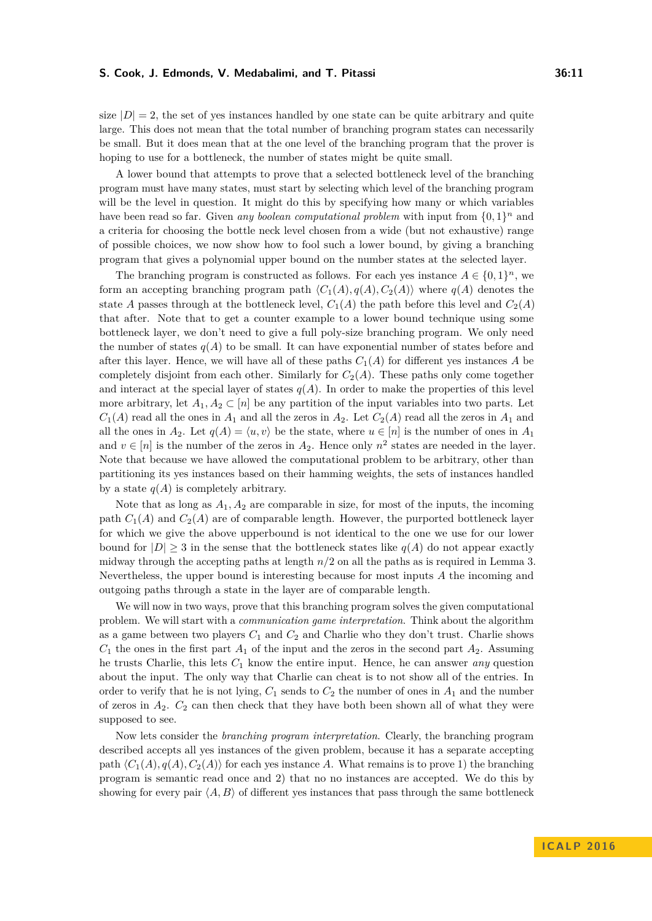size $|D| = 2$, the set of yes instances handled by one state can be quite arbitrary and quite large. This does not mean that the total number of branching program states can necessarily be small. But it does mean that at the one level of the branching program that the prover is hoping to use for a bottleneck, the number of states might be quite small.

A lower bound that attempts to prove that a selected bottleneck level of the branching program must have many states, must start by selecting which level of the branching program will be the level in question. It might do this by specifying how many or which variables have been read so far. Given *any boolean computational problem* with input from $\{0,1\}^n$ and a criteria for choosing the bottle neck level chosen from a wide (but not exhaustive) range of possible choices, we now show how to fool such a lower bound, by giving a branching program that gives a polynomial upper bound on the number states at the selected layer.

The branching program is constructed as follows. For each yes instance $A \in \{0,1\}^n$, we form an accepting branching program path $\langle C_1(A), q(A), C_2(A)\rangle$ where $q(A)$ denotes the state $A$ passes through at the bottleneck level, $C_1(A)$ the path before this level and $C_2(A)$ that after. Note that to get a counter example to a lower bound technique using some bottleneck layer, we don't need to give a full poly-size branching program. We only need the number of states $q(A)$ to be small. It can have exponential number of states before and after this layer. Hence, we will have all of these paths $C_1(A)$ for different yes instances $A$ be completely disjoint from each other. Similarly for $C_2(A)$. These paths only come together and interact at the special layer of states $q(A)$. In order to make the properties of this level more arbitrary, let $A_1, A_2 \subset [n]$ be any partition of the input variables into two parts. Let $C_1(A)$ read all the ones in $A_1$ and all the zeros in $A_2$. Let $C_2(A)$ read all the zeros in $A_1$ and all the ones in $A_2$. Let $q(A) = \langle u, v\rangle$ be the state, where $u \in [n]$ is the number of ones in $A_1$ and $v \in [n]$ is the number of the zeros in $A_2$. Hence only $n^2$ states are needed in the layer. Note that because we have allowed the computational problem to be arbitrary, other than partitioning its yes instances based on their hamming weights, the sets of instances handled by a state $q(A)$ is completely arbitrary.

Note that as long as $A_1, A_2$ are comparable in size, for most of the inputs, the incoming path $C_1(A)$ and $C_2(A)$ are of comparable length. However, the purported bottleneck layer for which we give the above upperbound is not identical to the one we use for our lower bound for $|D| \geq 3$ in the sense that the bottleneck states like $q(A)$ do not appear exactly midway through the accepting paths at length $n/2$ on all the paths as is required in Lemma 3. Nevertheless, the upper bound is interesting because for most inputs $A$ the incoming and outgoing paths through a state in the layer are of comparable length.

We will now in two ways, prove that this branching program solves the given computational problem. We will start with a *communication game interpretation*. Think about the algorithm as a game between two players $C_1$ and $C_2$ and Charlie who they don't trust. Charlie shows $C_1$ the ones in the first part $A_1$ of the input and the zeros in the second part $A_2$. Assuming he trusts Charlie, this lets $C_1$ know the entire input. Hence, he can answer *any* question about the input. The only way that Charlie can cheat is to not show all of the entries. In order to verify that he is not lying, $C_1$ sends to $C_2$ the number of ones in $A_1$ and the number of zeros in $A_2$. $C_2$ can then check that they have both been shown all of what they were supposed to see.

Now lets consider the *branching program interpretation*. Clearly, the branching program described accepts all yes instances of the given problem, because it has a separate accepting path $\langle C_1(A), q(A), C_2(A)\rangle$ for each yes instance $A$. What remains is to prove 1) the branching program is semantic read once and 2) that no no instances are accepted. We do this by showing for every pair $\langle A, B\rangle$ of different yes instances that pass through the same bottleneck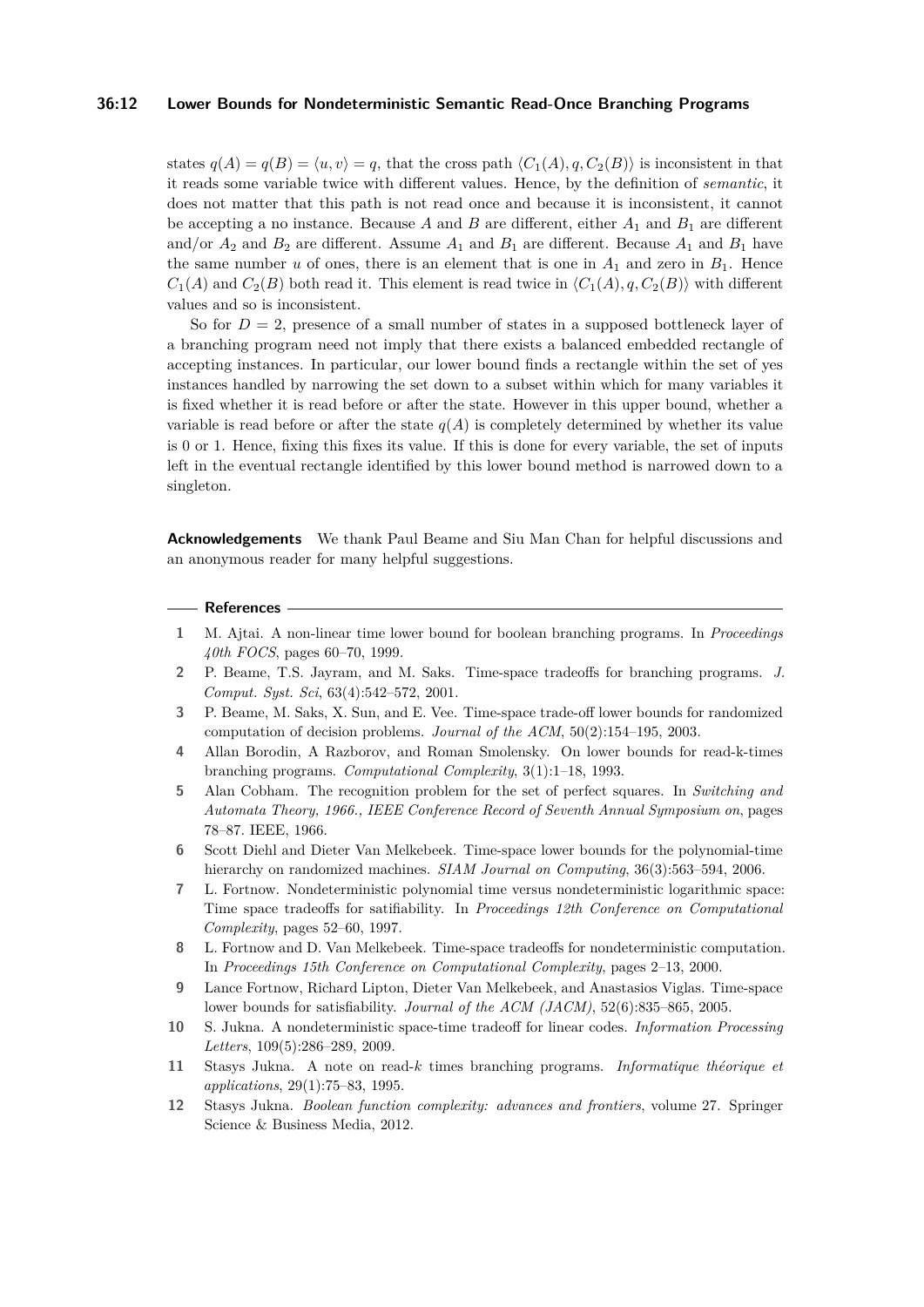states $q(A) = q(B) = \langle u, v \rangle = q$, that the cross path $\langle C_1(A), q, C_2(B) \rangle$ is inconsistent in that it reads some variable twice with different values. Hence, by the definition of *semantic*, it does not matter that this path is not read once and because it is inconsistent, it cannot be accepting a no instance. Because $A$ and $B$ are different, either $A_1$ and $B_1$ are different and/or $A_2$ and $B_2$ are different. Assume $A_1$ and $B_1$ are different. Because $A_1$ and $B_1$ have the same number $u$ of ones, there is an element that is one in $A_1$ and zero in $B_1$. Hence $C_1(A)$ and $C_2(B)$ both read it. This element is read twice in $\langle C_1(A), q, C_2(B) \rangle$ with different values and so is inconsistent.

So for $D = 2$, presence of a small number of states in a supposed bottleneck layer of a branching program need not imply that there exists a balanced embedded rectangle of accepting instances. In particular, our lower bound finds a rectangle within the set of yes instances handled by narrowing the set down to a subset within which for many variables it is fixed whether it is read before or after the state. However in this upper bound, whether a variable is read before or after the state $q(A)$ is completely determined by whether its value is 0 or 1. Hence, fixing this fixes its value. If this is done for every variable, the set of inputs left in the eventual rectangle identified by this lower bound method is narrowed down to a singleton.

**Acknowledgements** We thank Paul Beame and Siu Man Chan for helpful discussions and an anonymous reader for many helpful suggestions.

## References

1. M. Ajtai. A non-linear time lower bound for boolean branching programs. In *Proceedings 40th FOCS*, pages 60–70, 1999.
2. P. Beame, T.S. Jayram, and M. Saks. Time-space tradeoffs for branching programs. *J. Comput. Syst. Sci*, 63(4):542–572, 2001.
3. P. Beame, M. Saks, X. Sun, and E. Vee. Time-space trade-off lower bounds for randomized computation of decision problems. *Journal of the ACM*, 50(2):154–195, 2003.
4. Allan Borodin, A Razborov, and Roman Smolensky. On lower bounds for read-k-times branching programs. *Computational Complexity*, 3(1):1–18, 1993.
5. Alan Cobham. The recognition problem for the set of perfect squares. In *Switching and Automata Theory, 1966., IEEE Conference Record of Seventh Annual Symposium on*, pages 78–87. IEEE, 1966.
6. Scott Diehl and Dieter Van Melkebeek. Time-space lower bounds for the polynomial-time hierarchy on randomized machines. *SIAM Journal on Computing*, 36(3):563–594, 2006.
7. L. Fortnow. Nondeterministic polynomial time versus nondeterministic logarithmic space: Time space tradeoffs for satifiability. In *Proceedings 12th Conference on Computational Complexity*, pages 52–60, 1997.
8. L. Fortnow and D. Van Melkebeek. Time-space tradeoffs for nondeterministic computation. In *Proceedings 15th Conference on Computational Complexity*, pages 2–13, 2000.
9. Lance Fortnow, Richard Lipton, Dieter Van Melkebeek, and Anastasios Viglas. Time-space lower bounds for satisfiability. *Journal of the ACM (JACM)*, 52(6):835–865, 2005.
10. S. Jukna. A nondeterministic space-time tradeoff for linear codes. *Information Processing Letters*, 109(5):286–289, 2009.
11. Stasys Jukna. A note on read-$k$ times branching programs. *Informatique théorique et applications*, 29(1):75–83, 1995.
12. Stasys Jukna. *Boolean function complexity: advances and frontiers*, volume 27. Springer Science & Business Media, 2012.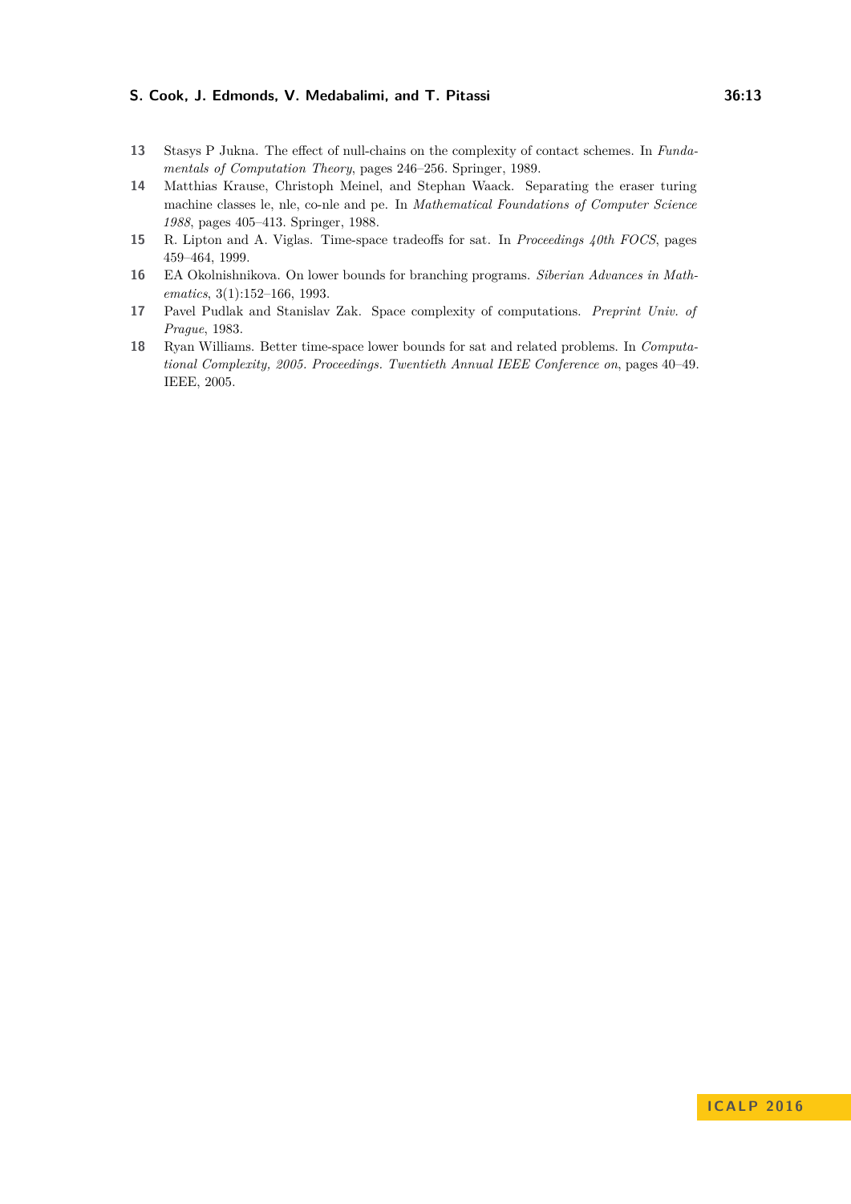13 Stasys P Jukna. The effect of null-chains on the complexity of contact schemes. In *Fundamentals of Computation Theory*, pages 246–256. Springer, 1989.

14 Matthias Krause, Christoph Meinel, and Stephan Waack. Separating the eraser turing machine classes le, nle, co-nle and pe. In *Mathematical Foundations of Computer Science 1988*, pages 405–413. Springer, 1988.

15 R. Lipton and A. Viglas. Time-space tradeoffs for sat. In *Proceedings 40th FOCS*, pages 459–464, 1999.

16 EA Okolnishnikova. On lower bounds for branching programs. *Siberian Advances in Mathematics*, 3(1):152–166, 1993.

17 Pavel Pudlak and Stanislav Zak. Space complexity of computations. *Preprint Univ. of Prague*, 1983.

18 Ryan Williams. Better time-space lower bounds for sat and related problems. In *Computational Complexity, 2005. Proceedings. Twentieth Annual IEEE Conference on*, pages 40–49. IEEE, 2005.